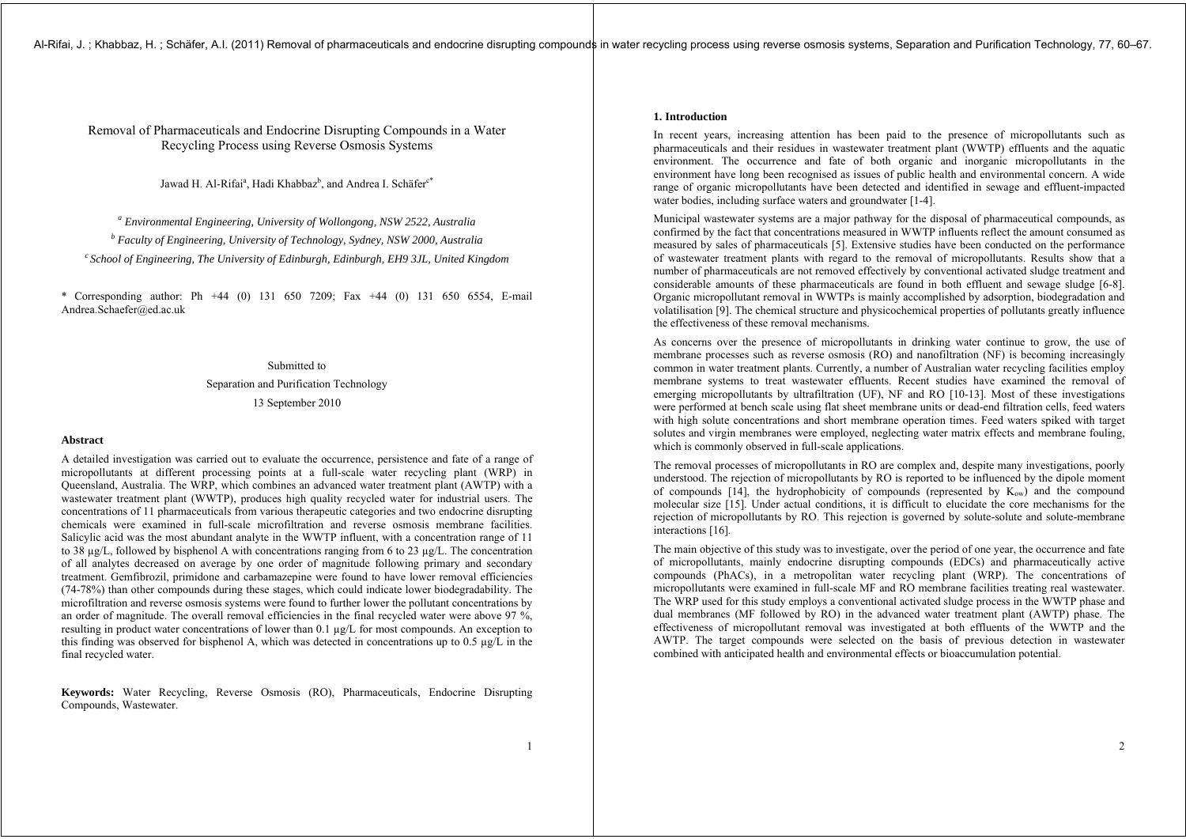Al-Rifai, J. ; Khabbaz, H. ; Schäfer, A.I. (2011) Removal of pharmaceuticals and endocrine disrupting compounds in water recycling process using reverse osmosis systems, Separation and Purification Technology, 77, 60–67.

# Removal of Pharmaceuticals and Endocrine Disrupting Compounds in a Water Recycling Process using Reverse Osmosis Systems

Jawad H. Al-Rifai[a], Hadi Khabbaz[b], and Andrea I. Schäfer[c*]

[a] *Environmental Engineering, University of Wollongong, NSW 2522, Australia*

[b] *Faculty of Engineering, University of Technology, Sydney, NSW 2000, Australia*

[c] *School of Engineering, The University of Edinburgh, Edinburgh, EH9 3JL, United Kingdom*

\* Corresponding author: Ph +44 (0) 131 650 7209; Fax +44 (0) 131 650 6554, E-mail Andrea.Schaefer@ed.ac.uk

Submitted to

Separation and Purification Technology

13 September 2010

### Abstract

A detailed investigation was carried out to evaluate the occurrence, persistence and fate of a range of micropollutants at different processing points at a full-scale water recycling plant (WRP) in Queensland, Australia. The WRP, which combines an advanced water treatment plant (AWTP) with a wastewater treatment plant (WWTP), produces high quality recycled water for industrial users. The concentrations of 11 pharmaceuticals from various therapeutic categories and two endocrine disrupting chemicals were examined in full-scale microfiltration and reverse osmosis membrane facilities. Salicylic acid was the most abundant analyte in the WWTP influent, with a concentration range of 11 to 38 µg/L, followed by bisphenol A with concentrations ranging from 6 to 23 µg/L. The concentration of all analytes decreased on average by one order of magnitude following primary and secondary treatment. Gemfibrozil, primidone and carbamazepine were found to have lower removal efficiencies (74-78%) than other compounds during these stages, which could indicate lower biodegradability. The microfiltration and reverse osmosis systems were found to further lower the pollutant concentrations by an order of magnitude. The overall removal efficiencies in the final recycled water were above 97 %, resulting in product water concentrations of lower than 0.1 µg/L for most compounds. An exception to this finding was observed for bisphenol A, which was detected in concentrations up to 0.5 µg/L in the final recycled water.

**Keywords:** Water Recycling, Reverse Osmosis (RO), Pharmaceuticals, Endocrine Disrupting Compounds, Wastewater.

## 1. Introduction

In recent years, increasing attention has been paid to the presence of micropollutants such as pharmaceuticals and their residues in wastewater treatment plant (WWTP) effluents and the aquatic environment. The occurrence and fate of both organic and inorganic micropollutants in the environment have long been recognised as issues of public health and environmental concern. A wide range of organic micropollutants have been detected and identified in sewage and effluent-impacted water bodies, including surface waters and groundwater [1-4].

Municipal wastewater systems are a major pathway for the disposal of pharmaceutical compounds, as confirmed by the fact that concentrations measured in WWTP influents reflect the amount consumed as measured by sales of pharmaceuticals [5]. Extensive studies have been conducted on the performance of wastewater treatment plants with regard to the removal of micropollutants. Results show that a number of pharmaceuticals are not removed effectively by conventional activated sludge treatment and considerable amounts of these pharmaceuticals are found in both effluent and sewage sludge [6-8]. Organic micropollutant removal in WWTPs is mainly accomplished by adsorption, biodegradation and volatilisation [9]. The chemical structure and physicochemical properties of pollutants greatly influence the effectiveness of these removal mechanisms.

As concerns over the presence of micropollutants in drinking water continue to grow, the use of membrane processes such as reverse osmosis (RO) and nanofiltration (NF) is becoming increasingly common in water treatment plants. Currently, a number of Australian water recycling facilities employ membrane systems to treat wastewater effluents. Recent studies have examined the removal of emerging micropollutants by ultrafiltration (UF), NF and RO [10-13]. Most of these investigations were performed at bench scale using flat sheet membrane units or dead-end filtration cells, feed waters with high solute concentrations and short membrane operation times. Feed waters spiked with target solutes and virgin membranes were employed, neglecting water matrix effects and membrane fouling, which is commonly observed in full-scale applications.

The removal processes of micropollutants in RO are complex and, despite many investigations, poorly understood. The rejection of micropollutants by RO is reported to be influenced by the dipole moment of compounds [14], the hydrophobicity of compounds (represented by $K_{ow}$) and the compound molecular size [15]. Under actual conditions, it is difficult to elucidate the core mechanisms for the rejection of micropollutants by RO. This rejection is governed by solute-solute and solute-membrane interactions [16].

The main objective of this study was to investigate, over the period of one year, the occurrence and fate of micropollutants, mainly endocrine disrupting compounds (EDCs) and pharmaceutically active compounds (PhACs), in a metropolitan water recycling plant (WRP). The concentrations of micropollutants were examined in full-scale MF and RO membrane facilities treating real wastewater. The WRP used for this study employs a conventional activated sludge process in the WWTP phase and dual membranes (MF followed by RO) in the advanced water treatment plant (AWTP) phase. The effectiveness of micropollutant removal was investigated at both effluents of the WWTP and the AWTP. The target compounds were selected on the basis of previous detection in wastewater combined with anticipated health and environmental effects or bioaccumulation potential.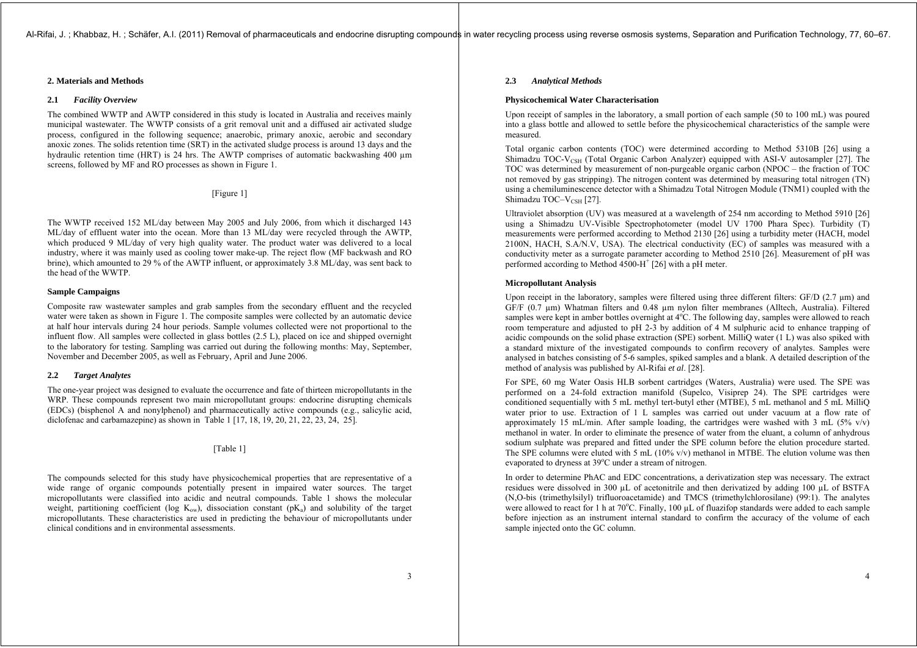## 2. Materials and Methods

### 2.1 *Facility Overview*

The combined WWTP and AWTP considered in this study is located in Australia and receives mainly municipal wastewater. The WWTP consists of a grit removal unit and a diffused air activated sludge process, configured in the following sequence; anaerobic, primary anoxic, aerobic and secondary anoxic zones. The solids retention time (SRT) in the activated sludge process is around 13 days and the hydraulic retention time (HRT) is 24 hrs. The AWTP comprises of automatic backwashing 400 μm screens, followed by MF and RO processes as shown in Figure 1.

[Figure 1]

The WWTP received 152 ML/day between May 2005 and July 2006, from which it discharged 143 ML/day of effluent water into the ocean. More than 13 ML/day were recycled through the AWTP, which produced 9 ML/day of very high quality water. The product water was delivered to a local industry, where it was mainly used as cooling tower make-up. The reject flow (MF backwash and RO brine), which amounted to 29 % of the AWTP influent, or approximately 3.8 ML/day, was sent back to the head of the WWTP.

**Sample Campaigns**

Composite raw wastewater samples and grab samples from the secondary effluent and the recycled water were taken as shown in Figure 1. The composite samples were collected by an automatic device at half hour intervals during 24 hour periods. Sample volumes collected were not proportional to the influent flow. All samples were collected in glass bottles (2.5 L), placed on ice and shipped overnight to the laboratory for testing. Sampling was carried out during the following months: May, September, November and December 2005, as well as February, April and June 2006.

### 2.2 *Target Analytes*

The one-year project was designed to evaluate the occurrence and fate of thirteen micropollutants in the WRP. These compounds represent two main micropollutant groups: endocrine disrupting chemicals (EDCs) (bisphenol A and nonylphenol) and pharmaceutically active compounds (e.g., salicylic acid, diclofenac and carbamazepine) as shown in Table 1 [17, 18, 19, 20, 21, 22, 23, 24, 25].

[Table 1]

The compounds selected for this study have physicochemical properties that are representative of a wide range of organic compounds potentially present in impaired water sources. The target micropollutants were classified into acidic and neutral compounds. Table 1 shows the molecular weight, partitioning coefficient (log $K_{ow}$), dissociation constant ($pK_a$) and solubility of the target micropollutants. These characteristics are used in predicting the behaviour of micropollutants under clinical conditions and in environmental assessments.

### 2.3 *Analytical Methods*

**Physicochemical Water Characterisation**

Upon receipt of samples in the laboratory, a small portion of each sample (50 to 100 mL) was poured into a glass bottle and allowed to settle before the physicochemical characteristics of the sample were measured.

Total organic carbon contents (TOC) were determined according to Method 5310B [26] using a Shimadzu TOC-$V_{CSH}$ (Total Organic Carbon Analyzer) equipped with ASI-V autosampler [27]. The TOC was determined by measurement of non-purgeable organic carbon (NPOC – the fraction of TOC not removed by gas stripping). The nitrogen content was determined by measuring total nitrogen (TN) using a chemiluminescence detector with a Shimadzu Total Nitrogen Module (TNM1) coupled with the Shimadzu TOC–$V_{CSH}$ [27].

Ultraviolet absorption (UV) was measured at a wavelength of 254 nm according to Method 5910 [26] using a Shimadzu UV-Visible Spectrophotometer (model UV 1700 Phara Spec). Turbidity (T) measurements were performed according to Method 2130 [26] using a turbidity meter (HACH, model 2100N, HACH, S.A/N.V, USA). The electrical conductivity (EC) of samples was measured with a conductivity meter as a surrogate parameter according to Method 2510 [26]. Measurement of pH was performed according to Method 4500-$H^+$ [26] with a pH meter.

**Micropollutant Analysis**

Upon receipt in the laboratory, samples were filtered using three different filters: GF/D (2.7 μm) and GF/F (0.7 μm) Whatman filters and 0.48 μm nylon filter membranes (Alltech, Australia). Filtered samples were kept in amber bottles overnight at 4°C. The following day, samples were allowed to reach room temperature and adjusted to pH 2-3 by addition of 4 M sulphuric acid to enhance trapping of acidic compounds on the solid phase extraction (SPE) sorbent. MilliQ water (1 L) was also spiked with a standard mixture of the investigated compounds to confirm recovery of analytes. Samples were analysed in batches consisting of 5-6 samples, spiked samples and a blank. A detailed description of the method of analysis was published by Al-Rifai *et al*. [28].

For SPE, 60 mg Water Oasis HLB sorbent cartridges (Waters, Australia) were used. The SPE was performed on a 24-fold extraction manifold (Supelco, Visiprep 24). The SPE cartridges were conditioned sequentially with 5 mL methyl tert-butyl ether (MTBE), 5 mL methanol and 5 mL MilliQ water prior to use. Extraction of 1 L samples was carried out under vacuum at a flow rate of approximately 15 mL/min. After sample loading, the cartridges were washed with 3 mL (5% v/v) methanol in water. In order to eliminate the presence of water from the eluant, a column of anhydrous sodium sulphate was prepared and fitted under the SPE column before the elution procedure started. The SPE columns were eluted with 5 mL (10% v/v) methanol in MTBE. The elution volume was then evaporated to dryness at 39°C under a stream of nitrogen.

In order to determine PhAC and EDC concentrations, a derivatization step was necessary. The extract residues were dissolved in 300 μL of acetonitrile and then derivatized by adding 100 μL of BSTFA (N,O-bis (trimethylsilyl) trifluoroacetamide) and TMCS (trimethylchlorosilane) (99:1). The analytes were allowed to react for 1 h at 70°C. Finally, 100 μL of fluazifop standards were added to each sample before injection as an instrument internal standard to confirm the accuracy of the volume of each sample injected onto the GC column.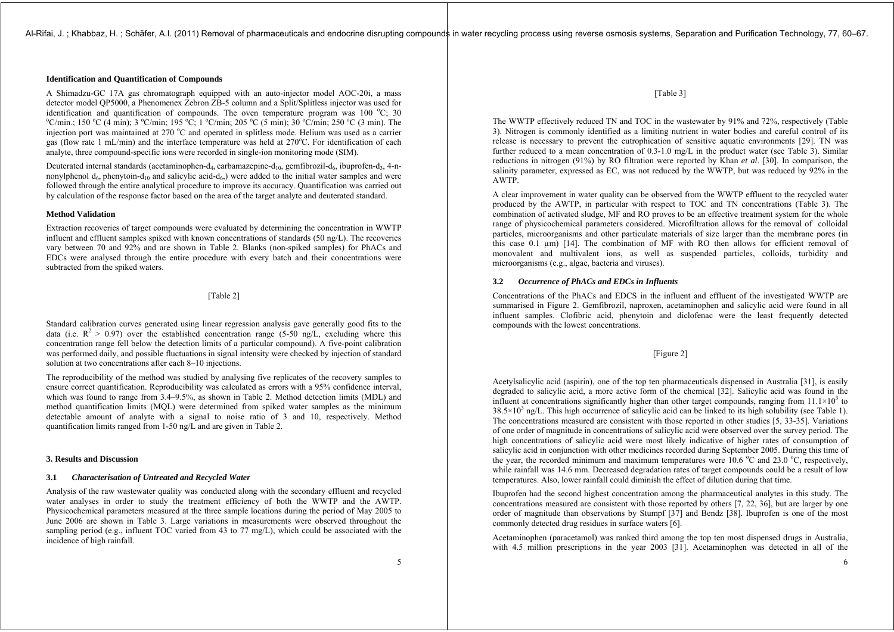**Identification and Quantification of Compounds**

A Shimadzu-GC 17A gas chromatograph equipped with an auto-injector model AOC-20i, a mass detector model QP5000, a Phenomenex Zebron ZB-5 column and a Split/Splitless injector was used for identification and quantification of compounds. The oven temperature program was 100 °C; 30 °C/min.; 150 °C (4 min); 3 °C/min; 195 °C; 1 °C/min; 205 °C (5 min); 30 °C/min; 250 °C (3 min). The injection port was maintained at 270 °C and operated in splitless mode. Helium was used as a carrier gas (flow rate 1 mL/min) and the interface temperature was held at 270°C. For identification of each analyte, three compound-specific ions were recorded in single-ion monitoring mode (SIM).

Deuterated internal standards (acetaminophen-$d_4$, carbamazepine-$d_{10}$, gemfibrozil-$d_6$, ibuprofen-$d_3$, 4-n-nonylphenol $d_6$, phenytoin-$d_{10}$ and salicylic acid-$d_6$,) were added to the initial water samples and were followed through the entire analytical procedure to improve its accuracy. Quantification was carried out by calculation of the response factor based on the area of the target analyte and deuterated standard.

**Method Validation**

Extraction recoveries of target compounds were evaluated by determining the concentration in WWTP influent and effluent samples spiked with known concentrations of standards (50 ng/L). The recoveries vary between 70 and 92% and are shown in Table 2. Blanks (non-spiked samples) for PhACs and EDCs were analysed through the entire procedure with every batch and their concentrations were subtracted from the spiked waters.

[Table 2]

Standard calibration curves generated using linear regression analysis gave generally good fits to the data (i.e. $R^2 > 0.97$) over the established concentration range (5-50 ng/L, excluding where this concentration range fell below the detection limits of a particular compound). A five-point calibration was performed daily, and possible fluctuations in signal intensity were checked by injection of standard solution at two concentrations after each 8–10 injections.

The reproducibility of the method was studied by analysing five replicates of the recovery samples to ensure correct quantification. Reproducibility was calculated as errors with a 95% confidence interval, which was found to range from 3.4–9.5%, as shown in Table 2. Method detection limits (MDL) and method quantification limits (MQL) were determined from spiked water samples as the minimum detectable amount of analyte with a signal to noise ratio of 3 and 10, respectively. Method quantification limits ranged from 1-50 ng/L and are given in Table 2.

## 3. Results and Discussion

### 3.1 *Characterisation of Untreated and Recycled Water*

Analysis of the raw wastewater quality was conducted along with the secondary effluent and recycled water analyses in order to study the treatment efficiency of both the WWTP and the AWTP. Physicochemical parameters measured at the three sample locations during the period of May 2005 to June 2006 are shown in Table 3. Large variations in measurements were observed throughout the sampling period (e.g., influent TOC varied from 43 to 77 mg/L), which could be associated with the incidence of high rainfall.

[Table 3]

The WWTP effectively reduced TN and TOC in the wastewater by 91% and 72%, respectively (Table 3). Nitrogen is commonly identified as a limiting nutrient in water bodies and careful control of its release is necessary to prevent the eutrophication of sensitive aquatic environments [29]. TN was further reduced to a mean concentration of 0.3-1.0 mg/L in the product water (see Table 3). Similar reductions in nitrogen (91%) by RO filtration were reported by Khan *et al*. [30]. In comparison, the salinity parameter, expressed as EC, was not reduced by the WWTP, but was reduced by 92% in the AWTP.

A clear improvement in water quality can be observed from the WWTP effluent to the recycled water produced by the AWTP, in particular with respect to TOC and TN concentrations (Table 3). The combination of activated sludge, MF and RO proves to be an effective treatment system for the whole range of physicochemical parameters considered. Microfiltration allows for the removal of colloidal particles, microorganisms and other particulate materials of size larger than the membrane pores (in this case 0.1 µm) [14]. The combination of MF with RO then allows for efficient removal of monovalent and multivalent ions, as well as suspended particles, colloids, turbidity and microorganisms (e.g., algae, bacteria and viruses).

### 3.2 *Occurrence of PhACs and EDCs in Influents*

Concentrations of the PhACs and EDCS in the influent and effluent of the investigated WWTP are summarised in Figure 2. Gemfibrozil, naproxen, acetaminophen and salicylic acid were found in all influent samples. Clofibric acid, phenytoin and diclofenac were the least frequently detected compounds with the lowest concentrations.

[Figure 2]

Acetylsalicylic acid (aspirin), one of the top ten pharmaceuticals dispensed in Australia [31], is easily degraded to salicylic acid, a more active form of the chemical [32]. Salicylic acid was found in the influent at concentrations significantly higher than other target compounds, ranging from $11.1\times10^3$ to $38.5\times10^3$ ng/L. This high occurrence of salicylic acid can be linked to its high solubility (see Table 1). The concentrations measured are consistent with those reported in other studies [5, 33-35]. Variations of one order of magnitude in concentrations of salicylic acid were observed over the survey period. The high concentrations of salicylic acid were most likely indicative of higher rates of consumption of salicylic acid in conjunction with other medicines recorded during September 2005. During this time of the year, the recorded minimum and maximum temperatures were 10.6 °C and 23.0 °C, respectively, while rainfall was 14.6 mm. Decreased degradation rates of target compounds could be a result of low temperatures. Also, lower rainfall could diminish the effect of dilution during that time.

Ibuprofen had the second highest concentration among the pharmaceutical analytes in this study. The concentrations measured are consistent with those reported by others [7, 22, 36], but are larger by one order of magnitude than observations by Stumpf [37] and Bendz [38]. Ibuprofen is one of the most commonly detected drug residues in surface waters [6].

Acetaminophen (paracetamol) was ranked third among the top ten most dispensed drugs in Australia, with 4.5 million prescriptions in the year 2003 [31]. Acetaminophen was detected in all of the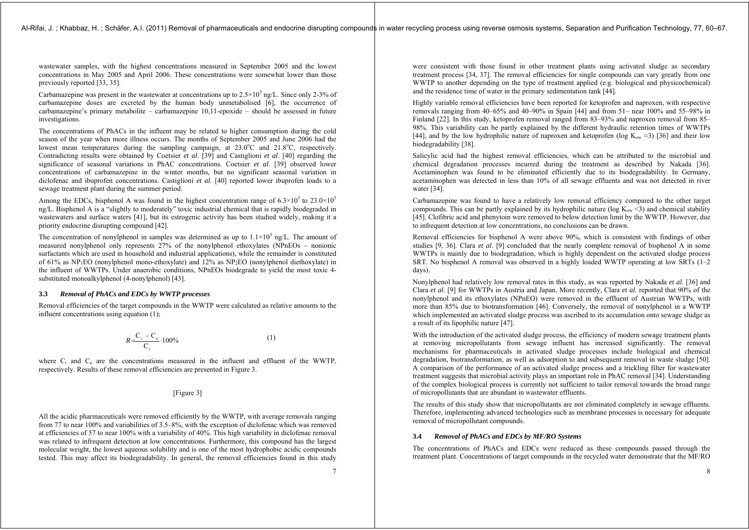wastewater samples, with the highest concentrations measured in September 2005 and the lowest concentrations in May 2005 and April 2006. These concentrations were somewhat lower than those previously reported [33, 35].

Carbamazepine was present in the wastewater at concentrations up to $2.5\times10^3$ ng/L. Since only 2-3% of carbamazepine doses are excreted by the human body unmetabolised [6], the occurrence of carbamazepine's primary metabolite – carbamazepine 10,11-epoxide – should be assessed in future investigations.

The concentrations of PhACs in the influent may be related to higher consumption during the cold season of the year when more illness occurs. The months of September 2005 and June 2006 had the lowest mean temperatures during the sampling campaign, at 23.0°C and 21.8°C, respectively. Contradicting results were obtained by Coetsier *et al*. [39] and Castiglioni *et al*. [40] regarding the significance of seasonal variations in PhAC concentrations. Coetsier *et al*. [39] observed lower concentrations of carbamazepine in the winter months, but no significant seasonal variation in diclofenac and ibuprofen concentrations. Castiglioni *et al*. [40] reported lower ibuprofen loads to a sewage treatment plant during the summer period.

Among the EDCs, bisphenol A was found in the highest concentration range of $6.3\times10^3$ to $23.0\times10^3$ ng/L. Bisphenol A is a "slightly to moderately" toxic industrial chemical that is rapidly biodegraded in wastewaters and surface waters [41], but its estrogenic activity has been studied widely, making it a priority endocrine disrupting compound [42].

The concentration of nonylphenol in samples was determined as up to $1.1\times10^3$ ng/L. The amount of measured nonylphenol only represents 27% of the nonylphenol ethoxylates (NPnEOs – nonionic surfactants which are used in household and industrial applications), while the remainder is constituted of 61% as $NP_1EO$ (nonylphenol mono-ethoxylate) and 12% as $NP_2EO$ (nonylphenol diethoxylate) in the influent of WWTPs. Under anaerobic conditions, NPnEOs biodegrade to yield the most toxic 4-substituted monoalkylphenol (4-nonylphenol) [43].

### 3.3 *Removal of PhACs and EDCs by WWTP processes*

Removal efficiencies of the target compounds in the WWTP were calculated as relative amounts to the influent concentrations using equation (1);

$$R = \frac{C_i - C_e}{C_i} \cdot 100\% \qquad (1)$$

where $C_i$ and $C_e$ are the concentrations measured in the influent and effluent of the WWTP, respectively. Results of these removal efficiencies are presented in Figure 3.

[Figure 3]

All the acidic pharmaceuticals were removed efficiently by the WWTP, with average removals ranging from 77 to near 100% and variabilities of 3.5–8%, with the exception of diclofenac which was removed at efficiencies of 57 to near 100% with a variability of 40%. This high variability in diclofenac removal was related to infrequent detection at low concentrations. Furthermore, this compound has the largest molecular weight, the lowest aqueous solubility and is one of the most hydrophobic acidic compounds tested. This may affect its biodegradability. In general, the removal efficiencies found in this study were consistent with those found in other treatment plants using activated sludge as secondary treatment process [34, 37]. The removal efficiencies for single compounds can vary greatly from one WWTP to another depending on the type of treatment applied (e.g. biological and physicochemical) and the residence time of water in the primary sedimentation tank [44].

Highly variable removal efficiencies have been reported for ketoprofen and naproxen, with respective removals ranging from 40–65% and 40–90% in Spain [44] and from 51– near 100% and 55–98% in Finland [22]. In this study, ketoprofen removal ranged from 83–93% and naproxen removal from 85–98%. This variability can be partly explained by the different hydraulic retention times of WWTPs [44], and by the low hydrophilic nature of naproxen and ketoprofen (log $K_{ow} \approx 3$) [36] and their low biodegradability [38].

Salicylic acid had the highest removal efficiencies, which can be attributed to the microbial and chemical degradation processes incurred during the treatment as described by Nakada [36]. Acetaminophen was found to be eliminated efficiently due to its biodegradability. In Germany, acetaminophen was detected in less than 10% of all sewage effluents and was not detected in river water [34].

Carbamazepine was found to have a relatively low removal efficiency compared to the other target compounds. This can be partly explained by its hydrophilic nature (log $K_{ow} < 3$) and chemical stability [45]. Clofibric acid and phenytoin were removed to below detection limit by the WWTP. However, due to infrequent detection at low concentrations, no conclusions can be drawn.

Removal efficiencies for bisphenol A were above 90%, which is consistent with findings of other studies [9, 36]. Clara *et al*. [9] concluded that the nearly complete removal of bisphenol A in some WWTPs is mainly due to biodegradation, which is highly dependent on the activated sludge process SRT. No bisphenol A removal was observed in a highly loaded WWTP operating at low SRTs (1–2 days).

Nonylphenol had relatively low removal rates in this study, as was reported by Nakada *et al*. [36] and Clara *et al*. [9] for WWTPs in Austria and Japan. More recently, Clara *et al.* reported that 90% of the nonylphenol and its ethoxylates (NPnEO) were removed in the effluent of Austrian WWTPs, with more than 85% due to biotransformation [46]. Conversely, the removal of nonylphenol in a WWTP which implemented an activated sludge process was ascribed to its accumulation onto sewage sludge as a result of its lipophilic nature [47].

With the introduction of the activated sludge process, the efficiency of modern sewage treatment plants at removing micropollutants from sewage influent has increased significantly. The removal mechanisms for pharmaceuticals in activated sludge processes include biological and chemical degradation, biotransformation, as well as adsorption to and subsequent removal in waste sludge [50]. A comparison of the performance of an activated sludge process and a trickling filter for wastewater treatment suggests that microbial activity plays an important role in PhAC removal [34]. Understanding of the complex biological process is currently not sufficient to tailor removal towards the broad range of micropollutants that are abundant in wastewater effluents.

The results of this study show that micropollutants are not eliminated completely in sewage effluents. Therefore, implementing advanced technologies such as membrane processes is necessary for adequate removal of micropollutant compounds.

### 3.4 *Removal of PhACs and EDCs by MF/RO Systems*

The concentrations of PhACs and EDCs were reduced as these compounds passed through the treatment plant. Concentrations of target compounds in the recycled water demonstrate that the MF/RO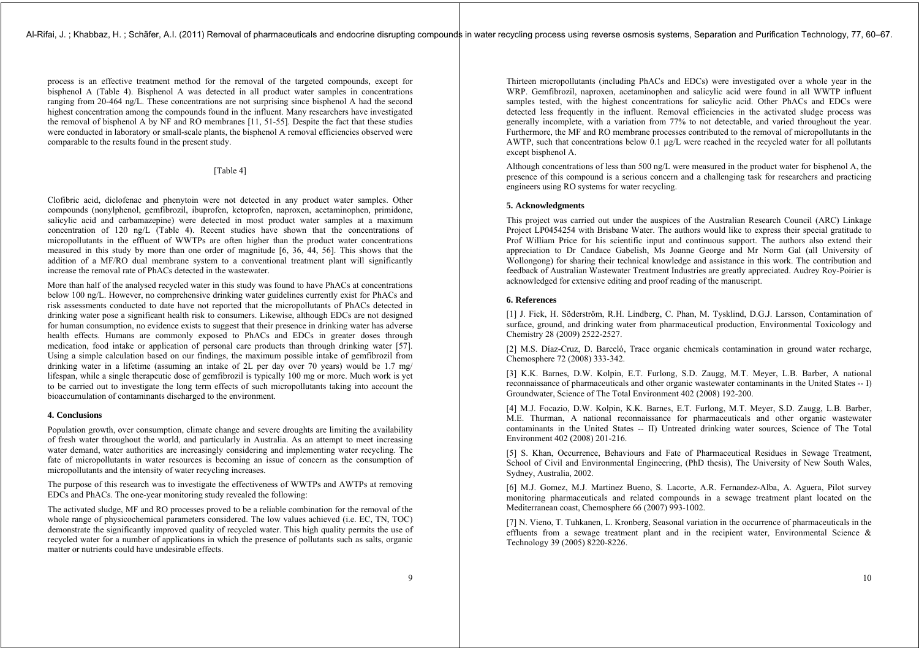process is an effective treatment method for the removal of the targeted compounds, except for bisphenol A (Table 4). Bisphenol A was detected in all product water samples in concentrations ranging from 20-464 ng/L. These concentrations are not surprising since bisphenol A had the second highest concentration among the compounds found in the influent. Many researchers have investigated the removal of bisphenol A by NF and RO membranes [11, 51-55]. Despite the fact that these studies were conducted in laboratory or small-scale plants, the bisphenol A removal efficiencies observed were comparable to the results found in the present study.

[Table 4]

Clofibric acid, diclofenac and phenytoin were not detected in any product water samples. Other compounds (nonylphenol, gemfibrozil, ibuprofen, ketoprofen, naproxen, acetaminophen, primidone, salicylic acid and carbamazepine) were detected in most product water samples at a maximum concentration of 120 ng/L (Table 4). Recent studies have shown that the concentrations of micropollutants in the effluent of WWTPs are often higher than the product water concentrations measured in this study by more than one order of magnitude [6, 36, 44, 56]. This shows that the addition of a MF/RO dual membrane system to a conventional treatment plant will significantly increase the removal rate of PhACs detected in the wastewater.

More than half of the analysed recycled water in this study was found to have PhACs at concentrations below 100 ng/L. However, no comprehensive drinking water guidelines currently exist for PhACs and risk assessments conducted to date have not reported that the micropollutants of PhACs detected in drinking water pose a significant health risk to consumers. Likewise, although EDCs are not designed for human consumption, no evidence exists to suggest that their presence in drinking water has adverse health effects. Humans are commonly exposed to PhACs and EDCs in greater doses through medication, food intake or application of personal care products than through drinking water [57]. Using a simple calculation based on our findings, the maximum possible intake of gemfibrozil from drinking water in a lifetime (assuming an intake of 2L per day over 70 years) would be 1.7 mg/ lifespan, while a single therapeutic dose of gemfibrozil is typically 100 mg or more. Much work is yet to be carried out to investigate the long term effects of such micropollutants taking into account the bioaccumulation of contaminants discharged to the environment.

## 4. Conclusions

Population growth, over consumption, climate change and severe droughts are limiting the availability of fresh water throughout the world, and particularly in Australia. As an attempt to meet increasing water demand, water authorities are increasingly considering and implementing water recycling. The fate of micropollutants in water resources is becoming an issue of concern as the consumption of micropollutants and the intensity of water recycling increases.

The purpose of this research was to investigate the effectiveness of WWTPs and AWTPs at removing EDCs and PhACs. The one-year monitoring study revealed the following:

The activated sludge, MF and RO processes proved to be a reliable combination for the removal of the whole range of physicochemical parameters considered. The low values achieved (i.e. EC, TN, TOC) demonstrate the significantly improved quality of recycled water. This high quality permits the use of recycled water for a number of applications in which the presence of pollutants such as salts, organic matter or nutrients could have undesirable effects.

Thirteen micropollutants (including PhACs and EDCs) were investigated over a whole year in the WRP. Gemfibrozil, naproxen, acetaminophen and salicylic acid were found in all WWTP influent samples tested, with the highest concentrations for salicylic acid. Other PhACs and EDCs were detected less frequently in the influent. Removal efficiencies in the activated sludge process was generally incomplete, with a variation from 77% to not detectable, and varied throughout the year. Furthermore, the MF and RO membrane processes contributed to the removal of micropollutants in the AWTP, such that concentrations below 0.1 µg/L were reached in the recycled water for all pollutants except bisphenol A.

Although concentrations of less than 500 ng/L were measured in the product water for bisphenol A, the presence of this compound is a serious concern and a challenging task for researchers and practicing engineers using RO systems for water recycling.

## 5. Acknowledgments

This project was carried out under the auspices of the Australian Research Council (ARC) Linkage Project LP0454254 with Brisbane Water. The authors would like to express their special gratitude to Prof William Price for his scientific input and continuous support. The authors also extend their appreciation to Dr Candace Gabelish, Ms Joanne George and Mr Norm Gal (all University of Wollongong) for sharing their technical knowledge and assistance in this work. The contribution and feedback of Australian Wastewater Treatment Industries are greatly appreciated. Audrey Roy-Poirier is acknowledged for extensive editing and proof reading of the manuscript.

## 6. References

[1] J. Fick, H. Söderström, R.H. Lindberg, C. Phan, M. Tysklind, D.G.J. Larsson, Contamination of surface, ground, and drinking water from pharmaceutical production, Environmental Toxicology and Chemistry 28 (2009) 2522-2527.

[2] M.S. Díaz-Cruz, D. Barceló, Trace organic chemicals contamination in ground water recharge, Chemosphere 72 (2008) 333-342.

[3] K.K. Barnes, D.W. Kolpin, E.T. Furlong, S.D. Zaugg, M.T. Meyer, L.B. Barber, A national reconnaissance of pharmaceuticals and other organic wastewater contaminants in the United States -- I) Groundwater, Science of The Total Environment 402 (2008) 192-200.

[4] M.J. Focazio, D.W. Kolpin, K.K. Barnes, E.T. Furlong, M.T. Meyer, S.D. Zaugg, L.B. Barber, M.E. Thurman, A national reconnaissance for pharmaceuticals and other organic wastewater contaminants in the United States -- II) Untreated drinking water sources, Science of The Total Environment 402 (2008) 201-216.

[5] S. Khan, Occurrence, Behaviours and Fate of Pharmaceutical Residues in Sewage Treatment, School of Civil and Environmental Engineering, (PhD thesis), The University of New South Wales, Sydney, Australia, 2002.

[6] M.J. Gomez, M.J. Martinez Bueno, S. Lacorte, A.R. Fernandez-Alba, A. Aguera, Pilot survey monitoring pharmaceuticals and related compounds in a sewage treatment plant located on the Mediterranean coast, Chemosphere 66 (2007) 993-1002.

[7] N. Vieno, T. Tuhkanen, L. Kronberg, Seasonal variation in the occurrence of pharmaceuticals in the effluents from a sewage treatment plant and in the recipient water, Environmental Science & Technology 39 (2005) 8220-8226.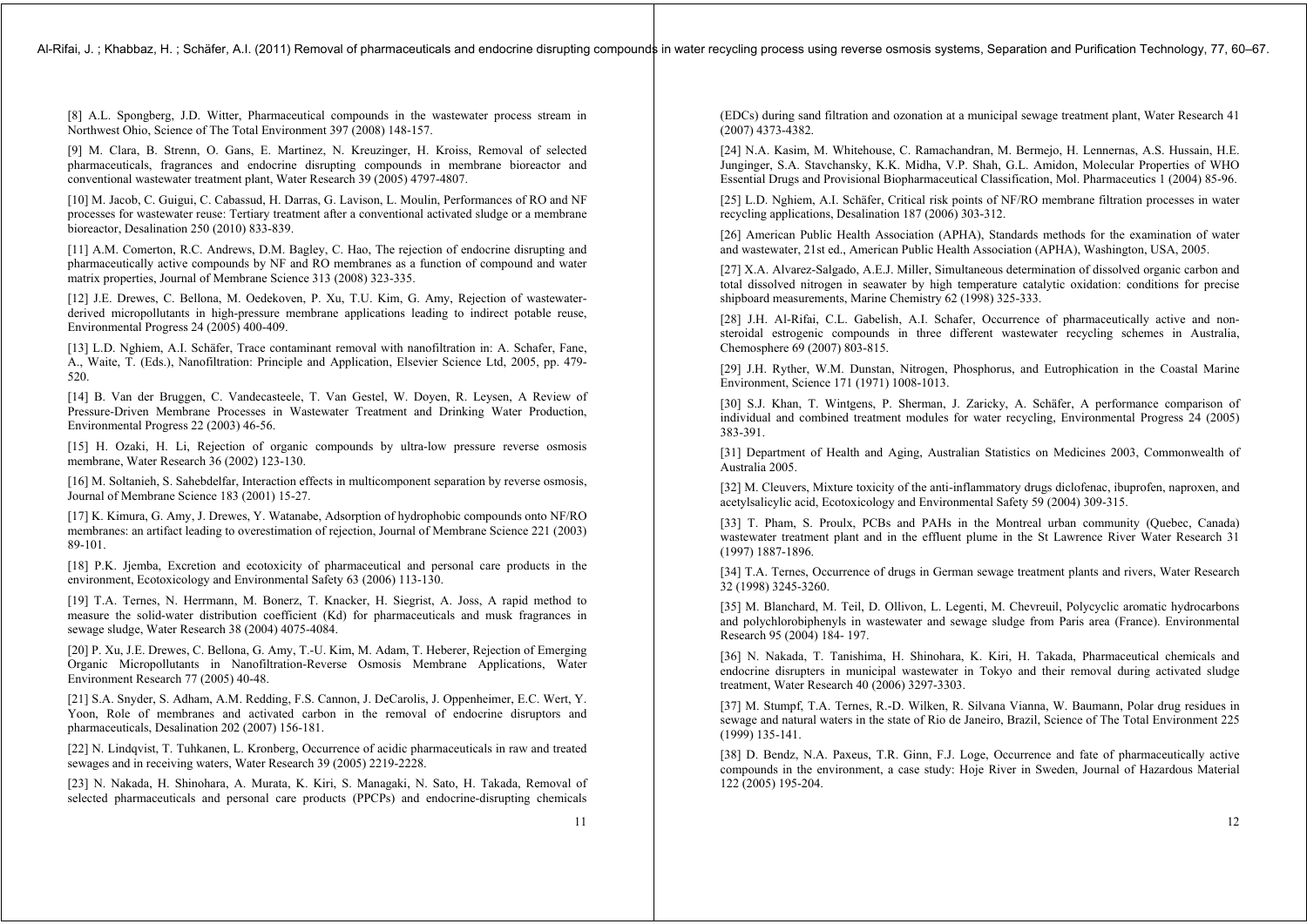[8] A.L. Spongberg, J.D. Witter, Pharmaceutical compounds in the wastewater process stream in Northwest Ohio, Science of The Total Environment 397 (2008) 148-157.

[9] M. Clara, B. Strenn, O. Gans, E. Martinez, N. Kreuzinger, H. Kroiss, Removal of selected pharmaceuticals, fragrances and endocrine disrupting compounds in membrane bioreactor and conventional wastewater treatment plant, Water Research 39 (2005) 4797-4807.

[10] M. Jacob, C. Guigui, C. Cabassud, H. Darras, G. Lavison, L. Moulin, Performances of RO and NF processes for wastewater reuse: Tertiary treatment after a conventional activated sludge or a membrane bioreactor, Desalination 250 (2010) 833-839.

[11] A.M. Comerton, R.C. Andrews, D.M. Bagley, C. Hao, The rejection of endocrine disrupting and pharmaceutically active compounds by NF and RO membranes as a function of compound and water matrix properties, Journal of Membrane Science 313 (2008) 323-335.

[12] J.E. Drewes, C. Bellona, M. Oedekoven, P. Xu, T.U. Kim, G. Amy, Rejection of wastewater-derived micropollutants in high-pressure membrane applications leading to indirect potable reuse, Environmental Progress 24 (2005) 400-409.

[13] L.D. Nghiem, A.I. Schäfer, Trace contaminant removal with nanofiltration in: A. Schafer, Fane, A., Waite, T. (Eds.), Nanofiltration: Principle and Application, Elsevier Science Ltd, 2005, pp. 479-520.

[14] B. Van der Bruggen, C. Vandecasteele, T. Van Gestel, W. Doyen, R. Leysen, A Review of Pressure-Driven Membrane Processes in Wastewater Treatment and Drinking Water Production, Environmental Progress 22 (2003) 46-56.

[15] H. Ozaki, H. Li, Rejection of organic compounds by ultra-low pressure reverse osmosis membrane, Water Research 36 (2002) 123-130.

[16] M. Soltanieh, S. Sahebdelfar, Interaction effects in multicomponent separation by reverse osmosis, Journal of Membrane Science 183 (2001) 15-27.

[17] K. Kimura, G. Amy, J. Drewes, Y. Watanabe, Adsorption of hydrophobic compounds onto NF/RO membranes: an artifact leading to overestimation of rejection, Journal of Membrane Science 221 (2003) 89-101.

[18] P.K. Jjemba, Excretion and ecotoxicity of pharmaceutical and personal care products in the environment, Ecotoxicology and Environmental Safety 63 (2006) 113-130.

[19] T.A. Ternes, N. Herrmann, M. Bonerz, T. Knacker, H. Siegrist, A. Joss, A rapid method to measure the solid-water distribution coefficient (Kd) for pharmaceuticals and musk fragrances in sewage sludge, Water Research 38 (2004) 4075-4084.

[20] P. Xu, J.E. Drewes, C. Bellona, G. Amy, T.-U. Kim, M. Adam, T. Heberer, Rejection of Emerging Organic Micropollutants in Nanofiltration-Reverse Osmosis Membrane Applications, Water Environment Research 77 (2005) 40-48.

[21] S.A. Snyder, S. Adham, A.M. Redding, F.S. Cannon, J. DeCarolis, J. Oppenheimer, E.C. Wert, Y. Yoon, Role of membranes and activated carbon in the removal of endocrine disruptors and pharmaceuticals, Desalination 202 (2007) 156-181.

[22] N. Lindqvist, T. Tuhkanen, L. Kronberg, Occurrence of acidic pharmaceuticals in raw and treated sewages and in receiving waters, Water Research 39 (2005) 2219-2228.

[23] N. Nakada, H. Shinohara, A. Murata, K. Kiri, S. Managaki, N. Sato, H. Takada, Removal of selected pharmaceuticals and personal care products (PPCPs) and endocrine-disrupting chemicals (EDCs) during sand filtration and ozonation at a municipal sewage treatment plant, Water Research 41 (2007) 4373-4382.

[24] N.A. Kasim, M. Whitehouse, C. Ramachandran, M. Bermejo, H. Lennernas, A.S. Hussain, H.E. Junginger, S.A. Stavchansky, K.K. Midha, V.P. Shah, G.L. Amidon, Molecular Properties of WHO Essential Drugs and Provisional Biopharmaceutical Classification, Mol. Pharmaceutics 1 (2004) 85-96.

[25] L.D. Nghiem, A.I. Schäfer, Critical risk points of NF/RO membrane filtration processes in water recycling applications, Desalination 187 (2006) 303-312.

[26] American Public Health Association (APHA), Standards methods for the examination of water and wastewater, 21st ed., American Public Health Association (APHA), Washington, USA, 2005.

[27] X.A. Alvarez-Salgado, A.E.J. Miller, Simultaneous determination of dissolved organic carbon and total dissolved nitrogen in seawater by high temperature catalytic oxidation: conditions for precise shipboard measurements, Marine Chemistry 62 (1998) 325-333.

[28] J.H. Al-Rifai, C.L. Gabelish, A.I. Schafer, Occurrence of pharmaceutically active and non-steroidal estrogenic compounds in three different wastewater recycling schemes in Australia, Chemosphere 69 (2007) 803-815.

[29] J.H. Ryther, W.M. Dunstan, Nitrogen, Phosphorus, and Eutrophication in the Coastal Marine Environment, Science 171 (1971) 1008-1013.

[30] S.J. Khan, T. Wintgens, P. Sherman, J. Zaricky, A. Schäfer, A performance comparison of individual and combined treatment modules for water recycling, Environmental Progress 24 (2005) 383-391.

[31] Department of Health and Aging, Australian Statistics on Medicines 2003, Commonwealth of Australia 2005.

[32] M. Cleuvers, Mixture toxicity of the anti-inflammatory drugs diclofenac, ibuprofen, naproxen, and acetylsalicylic acid, Ecotoxicology and Environmental Safety 59 (2004) 309-315.

[33] T. Pham, S. Proulx, PCBs and PAHs in the Montreal urban community (Quebec, Canada) wastewater treatment plant and in the effluent plume in the St Lawrence River Water Research 31 (1997) 1887-1896.

[34] T.A. Ternes, Occurrence of drugs in German sewage treatment plants and rivers, Water Research 32 (1998) 3245-3260.

[35] M. Blanchard, M. Teil, D. Ollivon, L. Legenti, M. Chevreuil, Polycyclic aromatic hydrocarbons and polychlorobiphenyls in wastewater and sewage sludge from Paris area (France). Environmental Research 95 (2004) 184- 197.

[36] N. Nakada, T. Tanishima, H. Shinohara, K. Kiri, H. Takada, Pharmaceutical chemicals and endocrine disrupters in municipal wastewater in Tokyo and their removal during activated sludge treatment, Water Research 40 (2006) 3297-3303.

[37] M. Stumpf, T.A. Ternes, R.-D. Wilken, R. Silvana Vianna, W. Baumann, Polar drug residues in sewage and natural waters in the state of Rio de Janeiro, Brazil, Science of The Total Environment 225 (1999) 135-141.

[38] D. Bendz, N.A. Paxeus, T.R. Ginn, F.J. Loge, Occurrence and fate of pharmaceutically active compounds in the environment, a case study: Hoje River in Sweden, Journal of Hazardous Material 122 (2005) 195-204.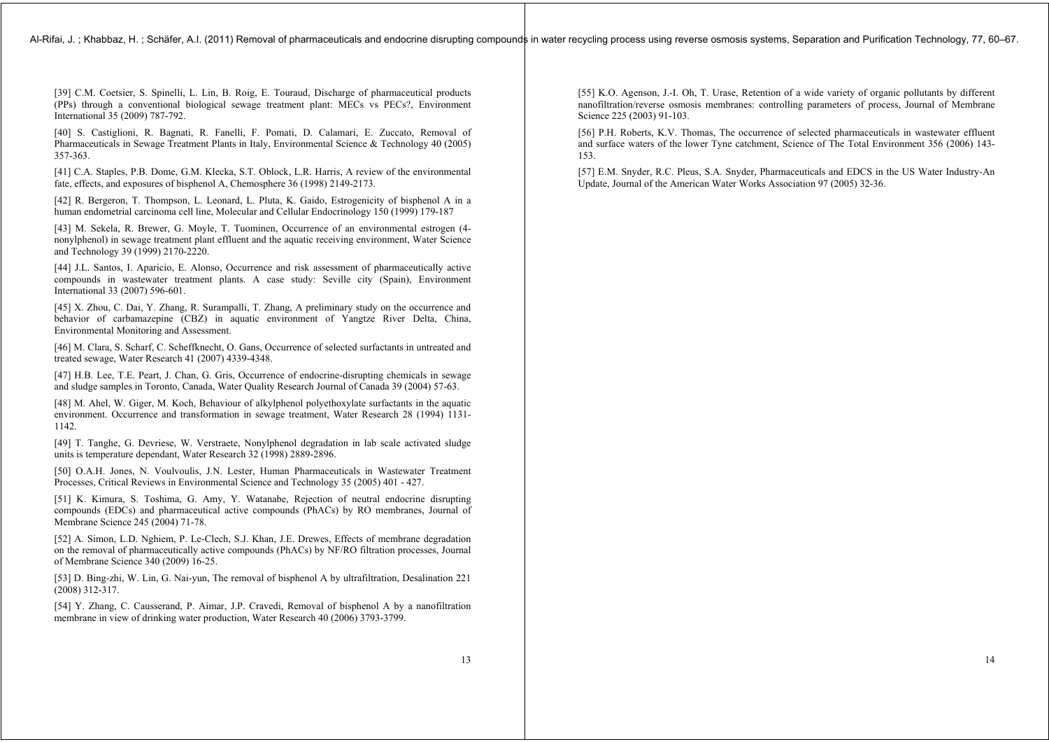[39] C.M. Coetsier, S. Spinelli, L. Lin, B. Roig, E. Touraud, Discharge of pharmaceutical products (PPs) through a conventional biological sewage treatment plant: MECs vs PECs?, Environment International 35 (2009) 787-792.

[40] S. Castiglioni, R. Bagnati, R. Fanelli, F. Pomati, D. Calamari, E. Zuccato, Removal of Pharmaceuticals in Sewage Treatment Plants in Italy, Environmental Science & Technology 40 (2005) 357-363.

[41] C.A. Staples, P.B. Dome, G.M. Klecka, S.T. Oblock, L.R. Harris, A review of the environmental fate, effects, and exposures of bisphenol A, Chemosphere 36 (1998) 2149-2173.

[42] R. Bergeron, T. Thompson, L. Leonard, L. Pluta, K. Gaido, Estrogenicity of bisphenol A in a human endometrial carcinoma cell line, Molecular and Cellular Endocrinology 150 (1999) 179-187

[43] M. Sekela, R. Brewer, G. Moyle, T. Tuominen, Occurrence of an environmental estrogen (4-nonylphenol) in sewage treatment plant effluent and the aquatic receiving environment, Water Science and Technology 39 (1999) 2170-2220.

[44] J.L. Santos, I. Aparicio, E. Alonso, Occurrence and risk assessment of pharmaceutically active compounds in wastewater treatment plants. A case study: Seville city (Spain), Environment International 33 (2007) 596-601.

[45] X. Zhou, C. Dai, Y. Zhang, R. Surampalli, T. Zhang, A preliminary study on the occurrence and behavior of carbamazepine (CBZ) in aquatic environment of Yangtze River Delta, China, Environmental Monitoring and Assessment.

[46] M. Clara, S. Scharf, C. Scheffknecht, O. Gans, Occurrence of selected surfactants in untreated and treated sewage, Water Research 41 (2007) 4339-4348.

[47] H.B. Lee, T.E. Peart, J. Chan, G. Gris, Occurrence of endocrine-disrupting chemicals in sewage and sludge samples in Toronto, Canada, Water Quality Research Journal of Canada 39 (2004) 57-63.

[48] M. Ahel, W. Giger, M. Koch, Behaviour of alkylphenol polyethoxylate surfactants in the aquatic environment. Occurrence and transformation in sewage treatment, Water Research 28 (1994) 1131-1142.

[49] T. Tanghe, G. Devriese, W. Verstraete, Nonylphenol degradation in lab scale activated sludge units is temperature dependant, Water Research 32 (1998) 2889-2896.

[50] O.A.H. Jones, N. Voulvoulis, J.N. Lester, Human Pharmaceuticals in Wastewater Treatment Processes, Critical Reviews in Environmental Science and Technology 35 (2005) 401 - 427.

[51] K. Kimura, S. Toshima, G. Amy, Y. Watanabe, Rejection of neutral endocrine disrupting compounds (EDCs) and pharmaceutical active compounds (PhACs) by RO membranes, Journal of Membrane Science 245 (2004) 71-78.

[52] A. Simon, L.D. Nghiem, P. Le-Clech, S.J. Khan, J.E. Drewes, Effects of membrane degradation on the removal of pharmaceutically active compounds (PhACs) by NF/RO filtration processes, Journal of Membrane Science 340 (2009) 16-25.

[53] D. Bing-zhi, W. Lin, G. Nai-yun, The removal of bisphenol A by ultrafiltration, Desalination 221 (2008) 312-317.

[54] Y. Zhang, C. Causserand, P. Aimar, J.P. Cravedi, Removal of bisphenol A by a nanofiltration membrane in view of drinking water production, Water Research 40 (2006) 3793-3799.

[55] K.O. Agenson, J.-I. Oh, T. Urase, Retention of a wide variety of organic pollutants by different nanofiltration/reverse osmosis membranes: controlling parameters of process, Journal of Membrane Science 225 (2003) 91-103.

[56] P.H. Roberts, K.V. Thomas, The occurrence of selected pharmaceuticals in wastewater effluent and surface waters of the lower Tyne catchment, Science of The Total Environment 356 (2006) 143-153.

[57] E.M. Snyder, R.C. Pleus, S.A. Snyder, Pharmaceuticals and EDCS in the US Water Industry-An Update, Journal of the American Water Works Association 97 (2005) 32-36.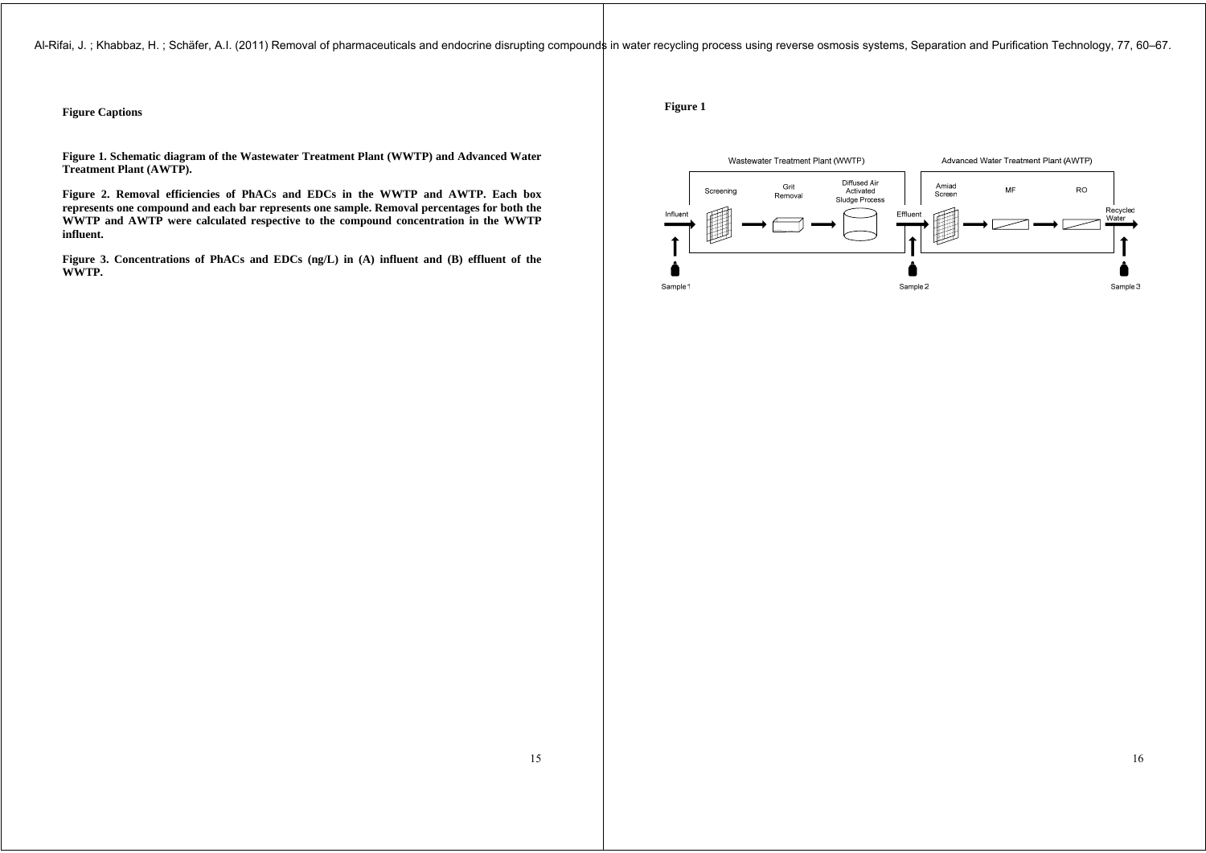**Figure Captions**

**Figure 1. Schematic diagram of the Wastewater Treatment Plant (WWTP) and Advanced Water Treatment Plant (AWTP).**

**Figure 2. Removal efficiencies of PhACs and EDCs in the WWTP and AWTP. Each box represents one compound and each bar represents one sample. Removal percentages for both the WWTP and AWTP were calculated respective to the compound concentration in the WWTP influent.**

**Figure 3. Concentrations of PhACs and EDCs (ng/L) in (A) influent and (B) effluent of the WWTP.**

**Figure 1**

Wastewater Treatment Plant (WWTP)

Screening — Grit Removal — Diffused Air Activated Sludge Process

Advanced Water Treatment Plant (AWTP)

Amiad Screen — MF — RO

Influent — Effluent — Recycled Water

Sample 1 — Sample 2 — Sample 3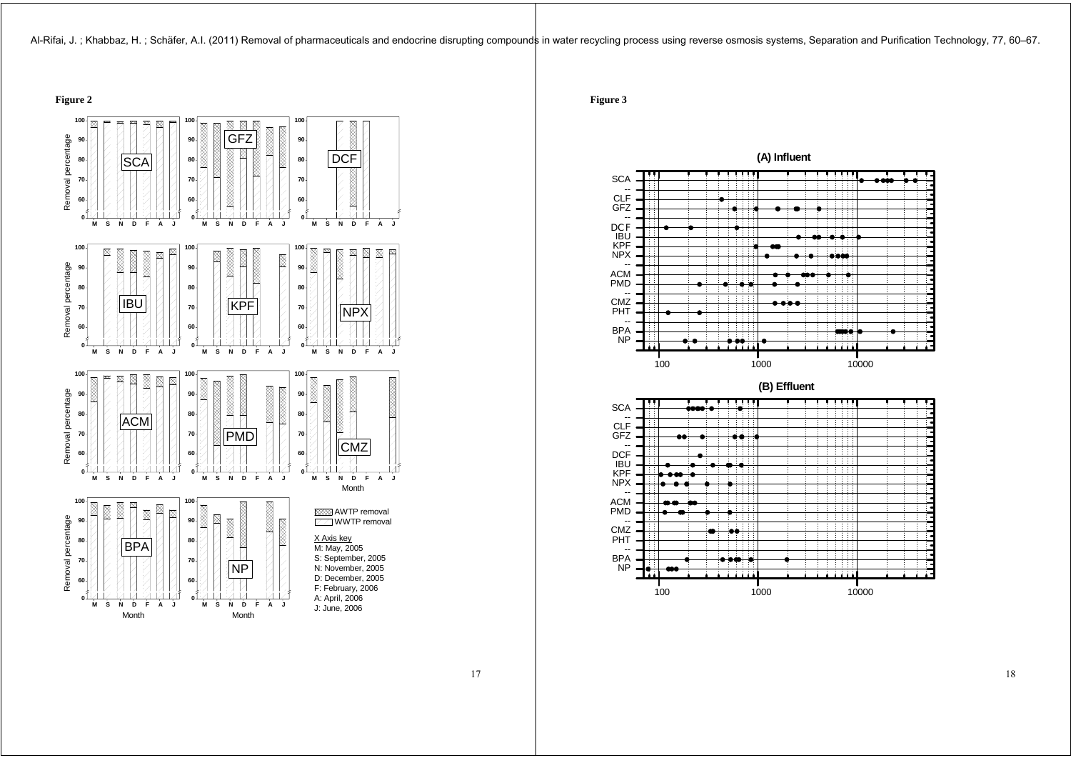Al-Rifai, J. ; Khabbaz, H. ; Schäfer, A.I. (2011) Removal of pharmaceuticals and endocrine disrupting compounds in water recycling process using reverse osmosis systems, Separation and Purification Technology, 77, 60–67.

**Figure 2**

**Figure 3**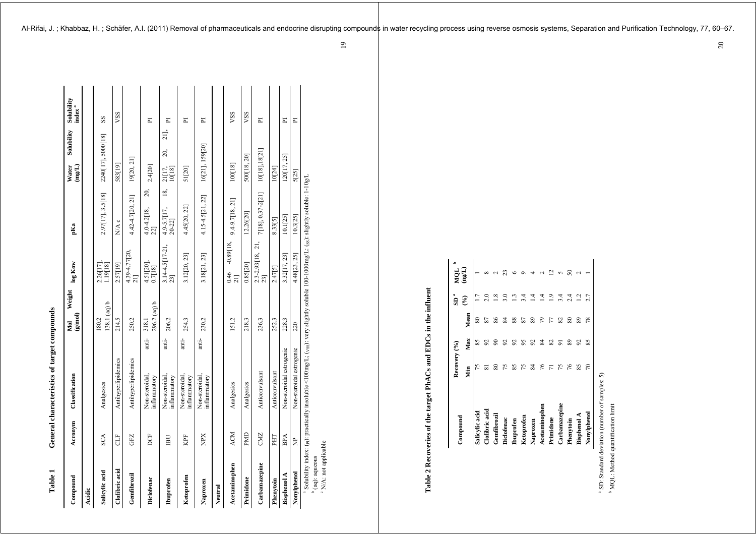**Table 1 General characteristics of target compounds**

| Compound | Acronym | Classification | Mol Weight (g/mol) | log Kow | pKa | Water Solubility (mg/L) | Solubility index [a] |
|---|---|---|---|---|---|---|---|
| **Acidic** | | | | | | | |
| **Salicylic acid** | SCA | Analgesics | 180.2<br>138.1 (aq) b | 2.26[17], 1.19[18] | 2.97[17], 3.5[18] | 2240[17], 5000[18] | SS |
| **Clofibric acid** | CLF | Antihyperlipidemics | 214.5 | 2.57[19] | N/A c | 583[19] | VSS |
| **Gemfibrozil** | GFZ | Antihyperlipidemics | 250.2 | 4.39-4.77[20, 21] | 4.42-4.7[20, 21] | 19[20, 21] | |
| **Diclofenac** | DCF | Non-steroidal, anti-inflammatory | 318.1<br>296.2 (aq) b | 4.51[20], 0.7[18] | 4.0-4.2[18, 20, 21] | 2.4[20] | PI |
| **Ibuprofen** | IBU | Non-steroidal, anti-inflammatory | 206.2 | 3.14-4.5[17-21, 23] | 4.9-5.7[17, 18, 20-22] | 21[17, 20, 21], 10[18] | PI |
| **Ketoprofen** | KPF | Non-steroidal, anti-inflammatory | 254.3 | 3.12[20, 23] | 4.45[20, 22] | 51[20] | PI |
| **Naproxen** | NPX | Non-steroidal, anti-inflammatory | 230.2 | 3.18[21, 23] | 4.15-4.5[21, 22] | 16[21], 159[20] | PI |
| **Neutral** | | | | | | | |
| **Acetaminophen** | ACM | Analgesics | 151.2 | 0.46 -0.89[18, 21] | 9.4-9.7[18, 21] | 100[18] | VSS |
| **Primidone** | PMD | Analgesics | 218.3 | 0.85[20] | 12.26[20] | 500[18, 20] | VSS |
| **Carbamazepine** | CMZ | Anticonvulsant | 236.3 | 2.3-2.93[18, 21, 23] | 7[18], 0.37-2[21] | 10[18],18[21] | PI |
| **Phenytoin** | PHT | Anticonvulsant | 252.3 | 2.47[5] | 8.33[5] | 10[24] | |
| **Bisphenol A** | BPA | Non-steroidal estrogenic | 228.3 | 3.32[17, 23] | 10.1[25] | 120[17, 25] | PI |
| **Nonylphenol** | NP | Non-steroidal estrogenic | 220 | 4.48[23, 25] | 10.3[25] | 5[25] | PI |

[a] Solubility index: (PI): practically insoluble <100mg/L; (VSS): very slightly soluble 100-1000mg/L; (SS): slightly soluble: 1-10g/L
[b] (aq): aqueous
[c] N/A: not applicable

**Table 2 Recoveries of the target PhACs and EDCs in the influent**

| Compound | Recovery (%) | | | SD [a] (%) | MQL [b] (ng/L) |
|---|---|---|---|---|---|
| | Min | Max | Mean | | |
| **Salicylic acid** | 75 | 85 | 80 | 1.7 | 1 |
| **Clofibric acid** | 81 | 92 | 87 | 2.0 | 8 |
| **Gemfibrozil** | 80 | 90 | 86 | 1.8 | 2 |
| **Diclofenac** | 75 | 92 | 84 | 3.0 | 23 |
| **Ibuprofen** | 85 | 92 | 88 | 1.3 | 6 |
| **Ketoprofen** | 75 | 95 | 87 | 3.4 | 9 |
| **Naproxen** | 84 | 92 | 89 | 1.4 | 4 |
| **Acetaminophen** | 76 | 84 | 79 | 1.4 | 2 |
| **Primidone** | 71 | 82 | 77 | 1.9 | 12 |
| **Carbamazepine** | 75 | 91 | 82 | 3.4 | 5 |
| **Phenytoin** | 76 | 89 | 80 | 2.4 | 50 |
| **Bisphenol A** | 85 | 92 | 89 | 1.2 | 2 |
| **Nonylphenol** | 70 | 85 | 78 | 2.7 | 1 |

[a] SD: Standard deviation (number of samples: 5)
[b] MQL: Method quantification limit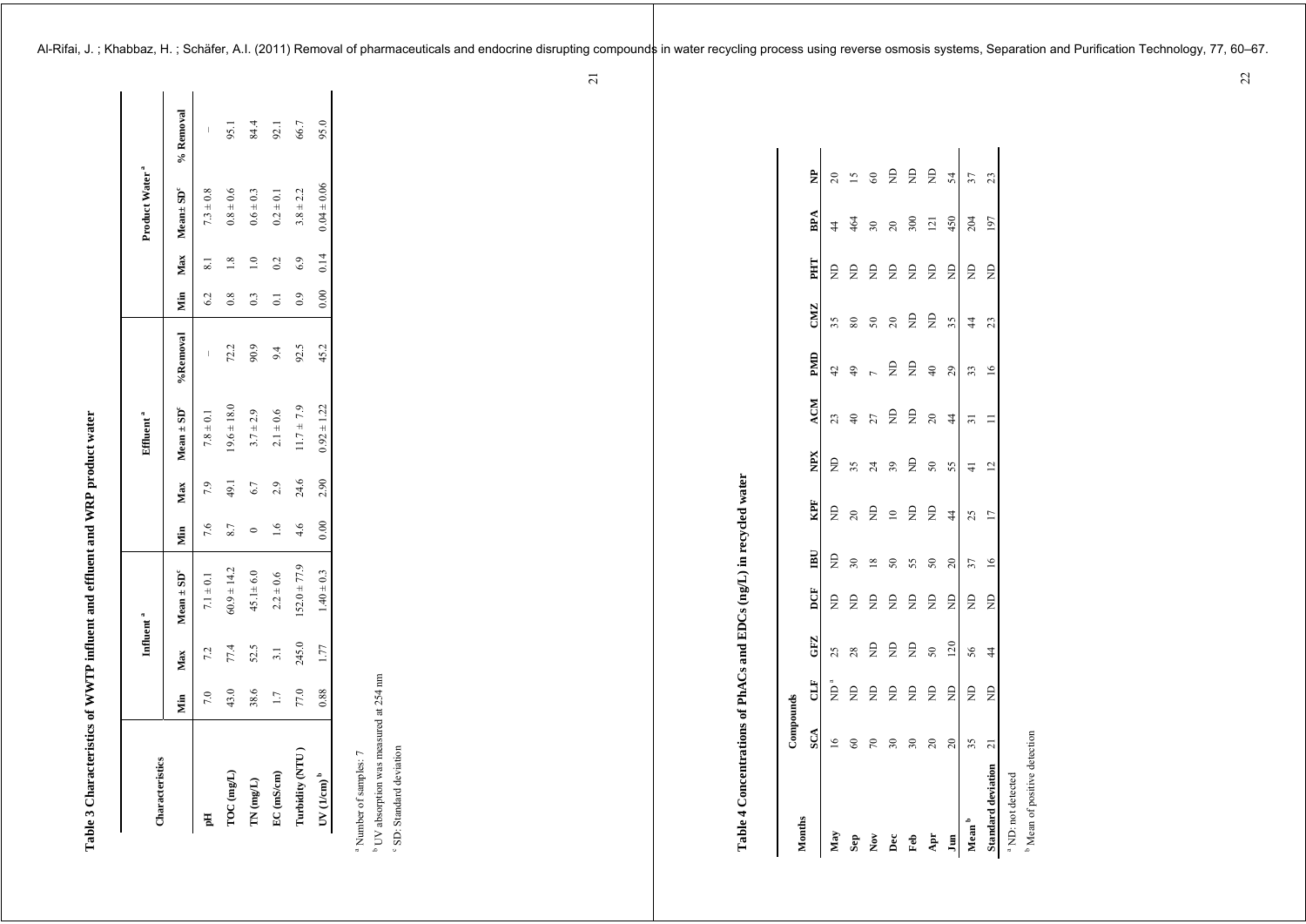**Table 3 Characteristics of WWTP influent and effluent and WRP product water**

| Characteristics | Influent [a] | | | Effluent [a] | | | | Product Water [a] | | | |
|---|---|---|---|---|---|---|---|---|---|---|---|
| | Min | Max | Mean ± SD[c] | Min | Max | Mean ± SD[c] | %Removal | Min | Max | Mean± SD[c] | % Removal |
| pH | 7.0 | 7.2 | 7.1 ± 0.1 | 7.6 | 7.9 | 7.8 ± 0.1 | – | 6.2 | 8.1 | 7.3 ± 0.8 | – |
| TOC (mg/L) | 43.0 | 77.4 | 60.9 ± 14.2 | 8.7 | 49.1 | 19.6 ± 18.0 | 72.2 | 0.8 | 1.8 | 0.8 ± 0.6 | 95.1 |
| TN (mg/L) | 38.6 | 52.5 | 45.1± 6.0 | 0 | 6.7 | 3.7 ± 2.9 | 90.9 | 0.3 | 1.0 | 0.6 ± 0.3 | 84.4 |
| EC (mS/cm) | 1.7 | 3.1 | 2.2 ± 0.6 | 1.6 | 2.9 | 2.1 ± 0.6 | 9.4 | 0.1 | 0.2 | 0.2 ± 0.1 | 92.1 |
| Turbidity (NTU ) | 77.0 | 245.0 | 152.0 ± 77.9 | 4.6 | 24.6 | 11.7 ± 7.9 | 92.5 | 0.9 | 6.9 | 3.8 ± 2.2 | 66.7 |
| UV (1/cm) [b] | 0.88 | 1.77 | 1.40 ± 0.3 | 0.00 | 2.90 | 0.92 ± 1.22 | 45.2 | 0.00 | 0.14 | 0.04 ± 0.06 | 95.0 |

[a] Number of samples: 7
[b] UV absorption was measured at 254 nm
[c] SD: Standard deviation

**Table 4 Concentrations of PhACs and EDCs (ng/L) in recycled water**

| Months | Compounds | | | | | | | | | | | | | |
|---|---|---|---|---|---|---|---|---|---|---|---|---|---|---|
| | SCA | CLF | GFZ | DCF | IBU | KPF | NPX | ACM | PMD | CMZ | PHT | BPA | NP |
| May | 16 | ND [a] | 25 | ND | ND | ND | ND | 23 | 42 | 35 | ND | 44 | 20 |
| Sep | 60 | ND | 28 | ND | 30 | 20 | 35 | 40 | 49 | 80 | ND | 464 | 15 |
| Nov | 70 | ND | ND | ND | 18 | ND | 24 | 27 | 7 | 50 | ND | 30 | 60 |
| Dec | 30 | ND | ND | ND | 50 | 10 | 39 | ND | ND | 20 | ND | 20 | ND |
| Feb | 30 | ND | ND | ND | 55 | ND | ND | ND | ND | ND | ND | 300 | ND |
| Apr | 20 | ND | 50 | ND | 50 | ND | 50 | 20 | 40 | ND | ND | 121 | ND |
| Jun | 20 | ND | 120 | ND | 20 | 44 | 55 | 44 | 29 | 35 | ND | 450 | 54 |
| Mean [b] | 35 | ND | 56 | ND | 37 | 25 | 41 | 31 | 33 | 44 | ND | 204 | 37 |
| Standard deviation | 21 | ND | 44 | ND | 16 | 17 | 12 | 11 | 16 | 23 | ND | 197 | 23 |

[a] ND: not detected
[b] Mean of positive detection